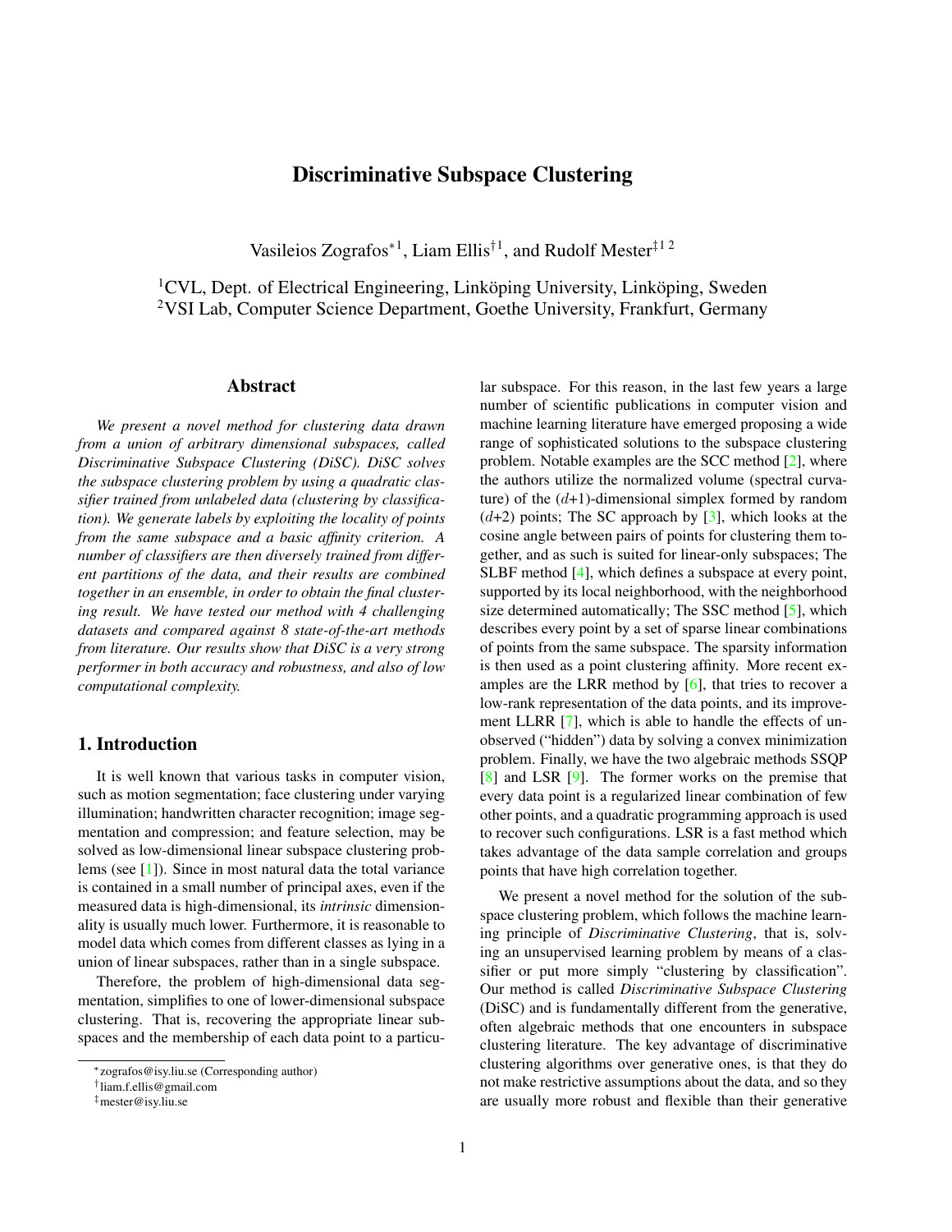# Discriminative Subspace Clustering

Vasileios Zografos*[1], Liam Ellis†[1], and Rudolf Mester‡[1 2]

[1]CVL, Dept. of Electrical Engineering, Linköping University, Linköping, Sweden
[2]VSI Lab, Computer Science Department, Goethe University, Frankfurt, Germany

## Abstract

*We present a novel method for clustering data drawn from a union of arbitrary dimensional subspaces, called Discriminative Subspace Clustering (DiSC). DiSC solves the subspace clustering problem by using a quadratic classifier trained from unlabeled data (clustering by classification). We generate labels by exploiting the locality of points from the same subspace and a basic affinity criterion. A number of classifiers are then diversely trained from different partitions of the data, and their results are combined together in an ensemble, in order to obtain the final clustering result. We have tested our method with 4 challenging datasets and compared against 8 state-of-the-art methods from literature. Our results show that DiSC is a very strong performer in both accuracy and robustness, and also of low computational complexity.*

## 1. Introduction

It is well known that various tasks in computer vision, such as motion segmentation; face clustering under varying illumination; handwritten character recognition; image segmentation and compression; and feature selection, may be solved as low-dimensional linear subspace clustering problems (see [1]). Since in most natural data the total variance is contained in a small number of principal axes, even if the measured data is high-dimensional, its *intrinsic* dimensionality is usually much lower. Furthermore, it is reasonable to model data which comes from different classes as lying in a union of linear subspaces, rather than in a single subspace.

Therefore, the problem of high-dimensional data segmentation, simplifies to one of lower-dimensional subspace clustering. That is, recovering the appropriate linear subspaces and the membership of each data point to a particular subspace. For this reason, in the last few years a large number of scientific publications in computer vision and machine learning literature have emerged proposing a wide range of sophisticated solutions to the subspace clustering problem. Notable examples are the SCC method [2], where the authors utilize the normalized volume (spectral curvature) of the ($d$+1)-dimensional simplex formed by random ($d$+2) points; The SC approach by [3], which looks at the cosine angle between pairs of points for clustering them together, and as such is suited for linear-only subspaces; The SLBF method [4], which defines a subspace at every point, supported by its local neighborhood, with the neighborhood size determined automatically; The SSC method [5], which describes every point by a set of sparse linear combinations of points from the same subspace. The sparsity information is then used as a point clustering affinity. More recent examples are the LRR method by [6], that tries to recover a low-rank representation of the data points, and its improvement LLRR [7], which is able to handle the effects of unobserved ("hidden") data by solving a convex minimization problem. Finally, we have the two algebraic methods SSQP [8] and LSR [9]. The former works on the premise that every data point is a regularized linear combination of few other points, and a quadratic programming approach is used to recover such configurations. LSR is a fast method which takes advantage of the data sample correlation and groups points that have high correlation together.

We present a novel method for the solution of the subspace clustering problem, which follows the machine learning principle of *Discriminative Clustering*, that is, solving an unsupervised learning problem by means of a classifier or put more simply "clustering by classification". Our method is called *Discriminative Subspace Clustering* (DiSC) and is fundamentally different from the generative, often algebraic methods that one encounters in subspace clustering literature. The key advantage of discriminative clustering algorithms over generative ones, is that they do not make restrictive assumptions about the data, and so they are usually more robust and flexible than their generative

*zografos@isy.liu.se (Corresponding author)
†liam.f.ellis@gmail.com
‡mester@isy.liu.se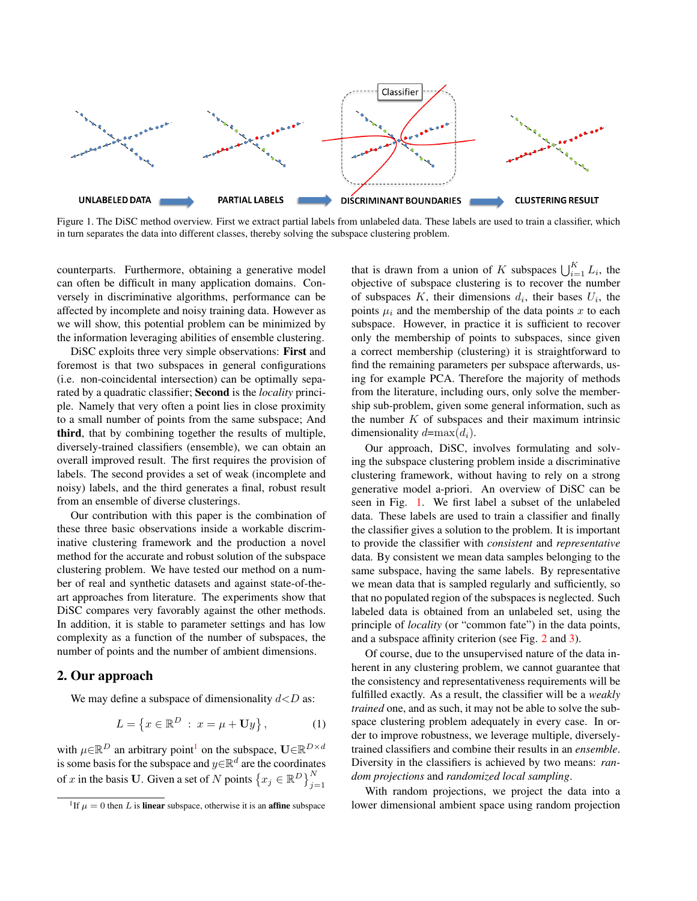Figure 1. The DiSC method overview. First we extract partial labels from unlabeled data. These labels are used to train a classifier, which in turn separates the data into different classes, thereby solving the subspace clustering problem.

counterparts. Furthermore, obtaining a generative model can often be difficult in many application domains. Conversely in discriminative algorithms, performance can be affected by incomplete and noisy training data. However as we will show, this potential problem can be minimized by the information leveraging abilities of ensemble clustering.

DiSC exploits three very simple observations: **First** and foremost is that two subspaces in general configurations (i.e. non-coincidental intersection) can be optimally separated by a quadratic classifier; **Second** is the *locality* principle. Namely that very often a point lies in close proximity to a small number of points from the same subspace; And **third**, that by combining together the results of multiple, diversely-trained classifiers (ensemble), we can obtain an overall improved result. The first requires the provision of labels. The second provides a set of weak (incomplete and noisy) labels, and the third generates a final, robust result from an ensemble of diverse clusterings.

Our contribution with this paper is the combination of these three basic observations inside a workable discriminative clustering framework and the production a novel method for the accurate and robust solution of the subspace clustering problem. We have tested our method on a number of real and synthetic datasets and against state-of-the-art approaches from literature. The experiments show that DiSC compares very favorably against the other methods. In addition, it is stable to parameter settings and has low complexity as a function of the number of subspaces, the number of points and the number of ambient dimensions.

## 2. Our approach

We may define a subspace of dimensionality $d<D$ as:

$$L = \left\{ x \in \mathbb{R}^D \;:\; x = \mu + \mathbf{U}y \right\}, \qquad (1)$$

with $\mu \in \mathbb{R}^D$ an arbitrary point[1] on the subspace, $\mathbf{U} \in \mathbb{R}^{D \times d}$ is some basis for the subspace and $y \in \mathbb{R}^d$ are the coordinates of $x$ in the basis $\mathbf{U}$. Given a set of $N$ points $\left\{ x_j \in \mathbb{R}^D \right\}_{j=1}^{N}$ that is drawn from a union of $K$ subspaces $\bigcup_{i=1}^{K} L_i$, the objective of subspace clustering is to recover the number of subspaces $K$, their dimensions $d_i$, their bases $U_i$, the points $\mu_i$ and the membership of the data points $x$ to each subspace. However, in practice it is sufficient to recover only the membership of points to subspaces, since given a correct membership (clustering) it is straightforward to find the remaining parameters per subspace afterwards, using for example PCA. Therefore the majority of methods from the literature, including ours, only solve the membership sub-problem, given some general information, such as the number $K$ of subspaces and their maximum intrinsic dimensionality $d = \max(d_i)$.

Our approach, DiSC, involves formulating and solving the subspace clustering problem inside a discriminative clustering framework, without having to rely on a strong generative model a-priori. An overview of DiSC can be seen in Fig. 1. We first label a subset of the unlabeled data. These labels are used to train a classifier and finally the classifier gives a solution to the problem. It is important to provide the classifier with *consistent* and *representative* data. By consistent we mean data samples belonging to the same subspace, having the same labels. By representative we mean data that is sampled regularly and sufficiently, so that no populated region of the subspaces is neglected. Such labeled data is obtained from an unlabeled set, using the principle of *locality* (or "common fate") in the data points, and a subspace affinity criterion (see Fig. 2 and 3).

Of course, due to the unsupervised nature of the data inherent in any clustering problem, we cannot guarantee that the consistency and representativeness requirements will be fulfilled exactly. As a result, the classifier will be a *weakly trained* one, and as such, it may not be able to solve the subspace clustering problem adequately in every case. In order to improve robustness, we leverage multiple, diversely-trained classifiers and combine their results in an *ensemble*. Diversity in the classifiers is achieved by two means: *random projections* and *randomized local sampling*.

With random projections, we project the data into a lower dimensional ambient space using random projection

[1] If $\mu = 0$ then $L$ is **linear** subspace, otherwise it is an **affine** subspace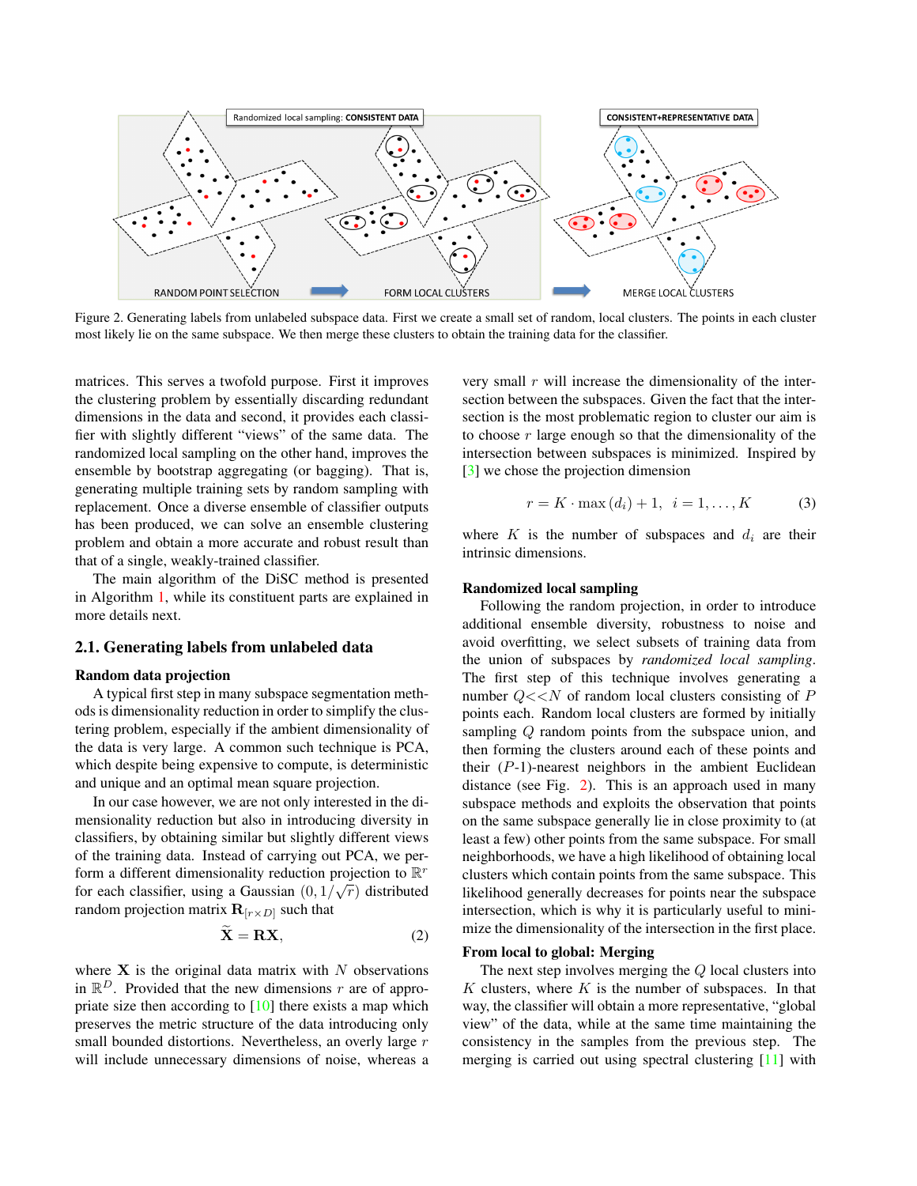Figure 2. Generating labels from unlabeled subspace data. First we create a small set of random, local clusters. The points in each cluster most likely lie on the same subspace. We then merge these clusters to obtain the training data for the classifier.

matrices. This serves a twofold purpose. First it improves the clustering problem by essentially discarding redundant dimensions in the data and second, it provides each classifier with slightly different "views" of the same data. The randomized local sampling on the other hand, improves the ensemble by bootstrap aggregating (or bagging). That is, generating multiple training sets by random sampling with replacement. Once a diverse ensemble of classifier outputs has been produced, we can solve an ensemble clustering problem and obtain a more accurate and robust result than that of a single, weakly-trained classifier.

The main algorithm of the DiSC method is presented in Algorithm 1, while its constituent parts are explained in more details next.

## 2.1. Generating labels from unlabeled data

**Random data projection**

A typical first step in many subspace segmentation methods is dimensionality reduction in order to simplify the clustering problem, especially if the ambient dimensionality of the data is very large. A common such technique is PCA, which despite being expensive to compute, is deterministic and unique and an optimal mean square projection.

In our case however, we are not only interested in the dimensionality reduction but also in introducing diversity in classifiers, by obtaining similar but slightly different views of the training data. Instead of carrying out PCA, we perform a different dimensionality reduction projection to $\mathbb{R}^r$ for each classifier, using a Gaussian $(0, 1/\sqrt{r})$ distributed random projection matrix $\mathbf{R}_{[r \times D]}$ such that

$$\widetilde{\mathbf{X}} = \mathbf{R}\mathbf{X}, \tag{2}$$

where $\mathbf{X}$ is the original data matrix with $N$ observations in $\mathbb{R}^D$. Provided that the new dimensions $r$ are of appropriate size then according to [10] there exists a map which preserves the metric structure of the data introducing only small bounded distortions. Nevertheless, an overly large $r$ will include unnecessary dimensions of noise, whereas a very small $r$ will increase the dimensionality of the intersection between the subspaces. Given the fact that the intersection is the most problematic region to cluster our aim is to choose $r$ large enough so that the dimensionality of the intersection between subspaces is minimized. Inspired by [3] we chose the projection dimension

$$r = K \cdot \max(d_i) + 1, \ \ i = 1, \ldots, K \tag{3}$$

where $K$ is the number of subspaces and $d_i$ are their intrinsic dimensions.

**Randomized local sampling**

Following the random projection, in order to introduce additional ensemble diversity, robustness to noise and avoid overfitting, we select subsets of training data from the union of subspaces by *randomized local sampling*. The first step of this technique involves generating a number $Q << N$ of random local clusters consisting of $P$ points each. Random local clusters are formed by initially sampling $Q$ random points from the subspace union, and then forming the clusters around each of these points and their ($P$-1)-nearest neighbors in the ambient Euclidean distance (see Fig. 2). This is an approach used in many subspace methods and exploits the observation that points on the same subspace generally lie in close proximity to (at least a few) other points from the same subspace. For small neighborhoods, we have a high likelihood of obtaining local clusters which contain points from the same subspace. This likelihood generally decreases for points near the subspace intersection, which is why it is particularly useful to minimize the dimensionality of the intersection in the first place.

**From local to global: Merging**

The next step involves merging the $Q$ local clusters into $K$ clusters, where $K$ is the number of subspaces. In that way, the classifier will obtain a more representative, "global view" of the data, while at the same time maintaining the consistency in the samples from the previous step. The merging is carried out using spectral clustering [11] with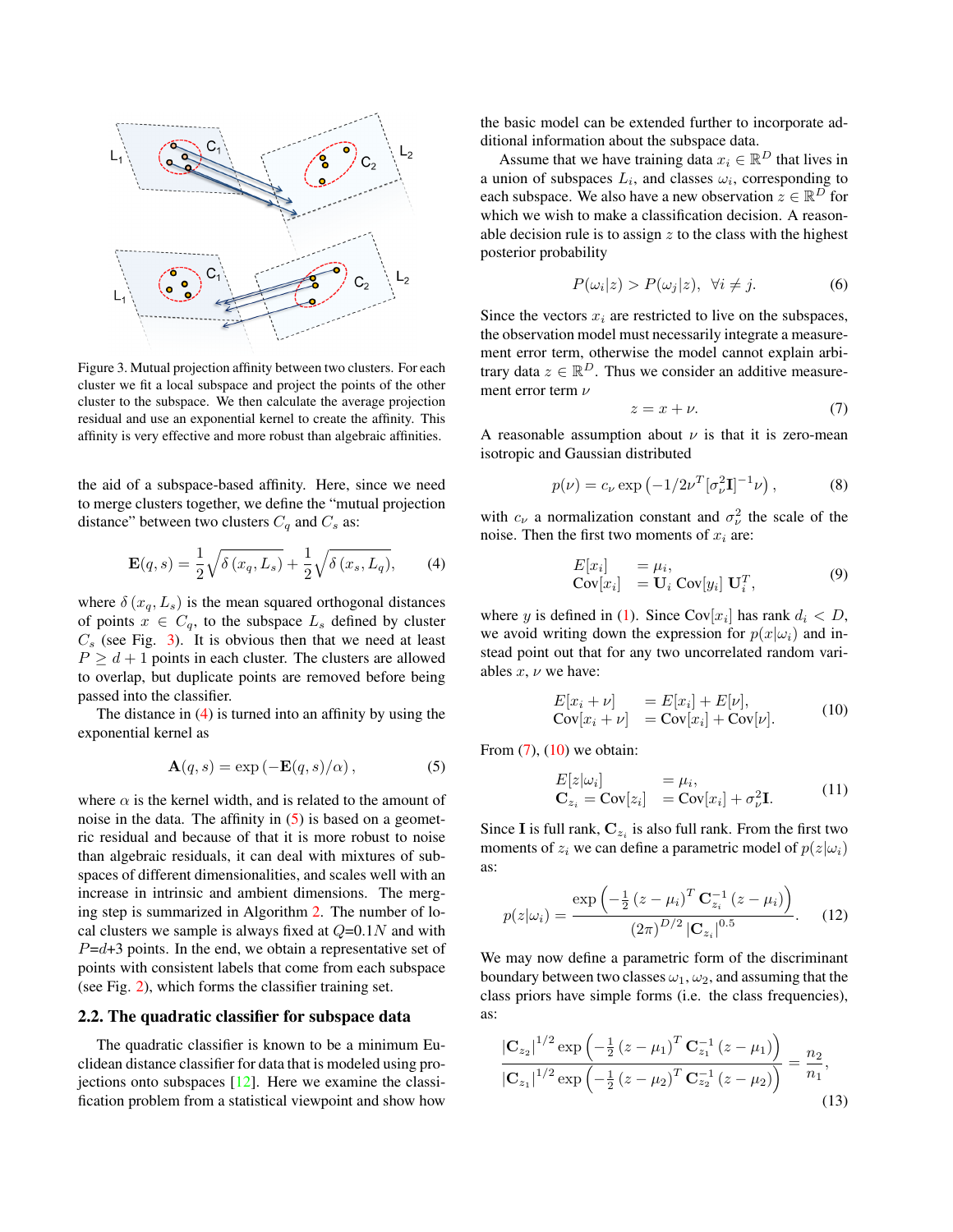Figure 3. Mutual projection affinity between two clusters. For each cluster we fit a local subspace and project the points of the other cluster to the subspace. We then calculate the average projection residual and use an exponential kernel to create the affinity. This affinity is very effective and more robust than algebraic affinities.

the aid of a subspace-based affinity. Here, since we need to merge clusters together, we define the "mutual projection distance" between two clusters $C_q$ and $C_s$ as:

$$\mathbf{E}(q,s) = \frac{1}{2}\sqrt{\delta\left(x_q, L_s\right)} + \frac{1}{2}\sqrt{\delta\left(x_s, L_q\right)}, \tag{4}$$

where $\delta\left(x_q, L_s\right)$ is the mean squared orthogonal distances of points $x \in C_q$, to the subspace $L_s$ defined by cluster $C_s$ (see Fig. 3). It is obvious then that we need at least $P \geq d+1$ points in each cluster. The clusters are allowed to overlap, but duplicate points are removed before being passed into the classifier.

The distance in (4) is turned into an affinity by using the exponential kernel as

$$\mathbf{A}(q,s) = \exp\left(-\mathbf{E}(q,s)/\alpha\right), \tag{5}$$

where $\alpha$ is the kernel width, and is related to the amount of noise in the data. The affinity in (5) is based on a geometric residual and because of that it is more robust to noise than algebraic residuals, it can deal with mixtures of subspaces of different dimensionalities, and scales well with an increase in intrinsic and ambient dimensions. The merging step is summarized in Algorithm 2. The number of local clusters we sample is always fixed at $Q$=0.1$N$ and with $P$=$d$+3 points. In the end, we obtain a representative set of points with consistent labels that come from each subspace (see Fig. 2), which forms the classifier training set.

## 2.2. The quadratic classifier for subspace data

The quadratic classifier is known to be a minimum Euclidean distance classifier for data that is modeled using projections onto subspaces [12]. Here we examine the classification problem from a statistical viewpoint and show how the basic model can be extended further to incorporate additional information about the subspace data.

Assume that we have training data $x_i \in \mathbb{R}^D$ that lives in a union of subspaces $L_i$, and classes $\omega_i$, corresponding to each subspace. We also have a new observation $z \in \mathbb{R}^D$ for which we wish to make a classification decision. A reasonable decision rule is to assign $z$ to the class with the highest posterior probability

$$P(\omega_i|z) > P(\omega_j|z), \;\; \forall i \neq j. \tag{6}$$

Since the vectors $x_i$ are restricted to live on the subspaces, the observation model must necessarily integrate a measurement error term, otherwise the model cannot explain arbitrary data $z \in \mathbb{R}^D$. Thus we consider an additive measurement error term $\nu$

$$z = x + \nu. \tag{7}$$

A reasonable assumption about $\nu$ is that it is zero-mean isotropic and Gaussian distributed

$$p(\nu) = c_\nu \exp\left(-1/2\nu^T[\sigma_\nu^2\mathbf{I}]^{-1}\nu\right), \tag{8}$$

with $c_\nu$ a normalization constant and $\sigma_\nu^2$ the scale of the noise. Then the first two moments of $x_i$ are:

$$\begin{aligned} E[x_i] \quad &= \mu_i, \\ \text{Cov}[x_i] \quad &= \mathbf{U}_i \;\text{Cov}[y_i]\; \mathbf{U}_i^T, \end{aligned} \tag{9}$$

where $y$ is defined in (1). Since $\text{Cov}[x_i]$ has rank $d_i < D$, we avoid writing down the expression for $p(x|\omega_i)$ and instead point out that for any two uncorrelated random variables $x$, $\nu$ we have:

$$\begin{aligned} E[x_i + \nu] \quad &= E[x_i] + E[\nu], \\ \text{Cov}[x_i + \nu] \quad &= \text{Cov}[x_i] + \text{Cov}[\nu]. \end{aligned} \tag{10}$$

From (7), (10) we obtain:

$$\begin{aligned} E[z|\omega_i] \quad &= \mu_i, \\ \mathbf{C}_{z_i} = \text{Cov}[z_i] \quad &= \text{Cov}[x_i] + \sigma_\nu^2\mathbf{I}. \end{aligned} \tag{11}$$

Since $\mathbf{I}$ is full rank, $\mathbf{C}_{z_i}$ is also full rank. From the first two moments of $z_i$ we can define a parametric model of $p(z|\omega_i)$ as:

$$p(z|\omega_i) = \frac{\exp\left(-\frac{1}{2}\left(z-\mu_i\right)^T \mathbf{C}_{z_i}^{-1}\left(z-\mu_i\right)\right)}{(2\pi)^{D/2}\left|\mathbf{C}_{z_i}\right|^{0.5}}. \tag{12}$$

We may now define a parametric form of the discriminant boundary between two classes $\omega_1, \omega_2$, and assuming that the class priors have simple forms (i.e. the class frequencies), as:

$$\frac{\left|\mathbf{C}_{z_2}\right|^{1/2} \exp\left(-\frac{1}{2}\left(z-\mu_1\right)^T \mathbf{C}_{z_1}^{-1}\left(z-\mu_1\right)\right)}{\left|\mathbf{C}_{z_1}\right|^{1/2} \exp\left(-\frac{1}{2}\left(z-\mu_2\right)^T \mathbf{C}_{z_2}^{-1}\left(z-\mu_2\right)\right)} = \frac{n_2}{n_1}, \tag{13}$$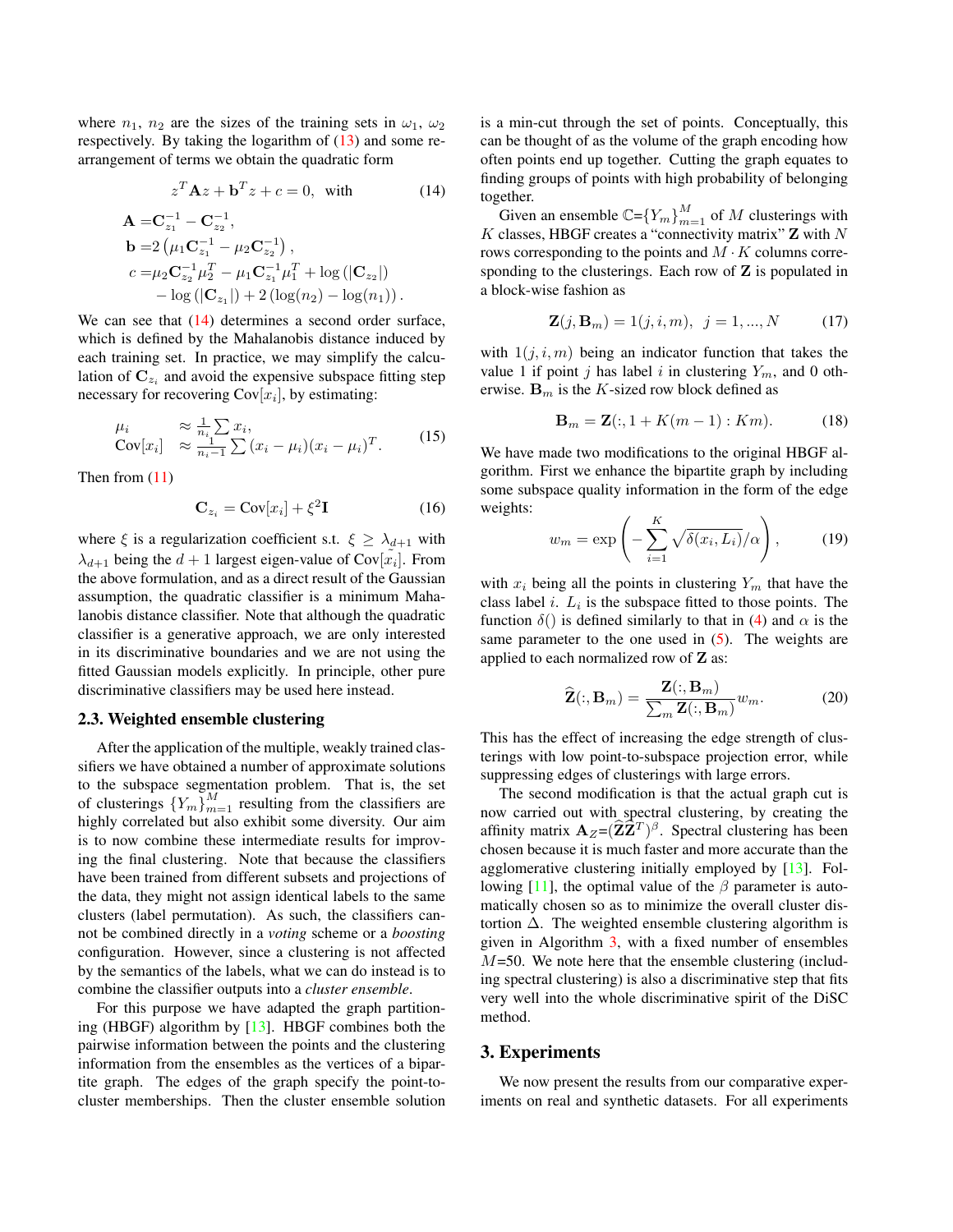where $n_1$, $n_2$ are the sizes of the training sets in $\omega_1$, $\omega_2$ respectively. By taking the logarithm of (13) and some re-arrangement of terms we obtain the quadratic form

$$z^T \mathbf{A} z + \mathbf{b}^T z + c = 0, \;\; \text{with} \tag{14}$$

$$\begin{aligned}
\mathbf{A} =& \mathbf{C}_{z_1}^{-1} - \mathbf{C}_{z_2}^{-1}, \\
\mathbf{b} =& 2\left(\mu_1 \mathbf{C}_{z_1}^{-1} - \mu_2 \mathbf{C}_{z_2}^{-1}\right), \\
c =& \mu_2 \mathbf{C}_{z_2}^{-1} \mu_2^T - \mu_1 \mathbf{C}_{z_1}^{-1} \mu_1^T + \log\left(|\mathbf{C}_{z_2}|\right) \\
& - \log\left(|\mathbf{C}_{z_1}|\right) + 2\left(\log(n_2) - \log(n_1)\right).
\end{aligned}$$

We can see that (14) determines a second order surface, which is defined by the Mahalanobis distance induced by each training set. In practice, we may simplify the calculation of $\mathbf{C}_{z_i}$ and avoid the expensive subspace fitting step necessary for recovering $\text{Cov}[x_i]$, by estimating:

$$\begin{array}{ll}
\mu_i & \approx \frac{1}{n_i} \sum x_i, \\
\text{Cov}[x_i] & \approx \frac{1}{n_i - 1} \sum (x_i - \mu_i)(x_i - \mu_i)^T.
\end{array} \tag{15}$$

Then from (11)

$$\mathbf{C}_{z_i} = \text{Cov}[x_i] + \xi^2 \mathbf{I} \tag{16}$$

where $\xi$ is a regularization coefficient s.t. $\xi \geq \lambda_{d+1}$ with $\lambda_{d+1}$ being the $d+1$ largest eigen-value of $\text{Cov}[\tilde{x_i}]$. From the above formulation, and as a direct result of the Gaussian assumption, the quadratic classifier is a minimum Mahalanobis distance classifier. Note that although the quadratic classifier is a generative approach, we are only interested in its discriminative boundaries and we are not using the fitted Gaussian models explicitly. In principle, other pure discriminative classifiers may be used here instead.

### 2.3. Weighted ensemble clustering

After the application of the multiple, weakly trained classifiers we have obtained a number of approximate solutions to the subspace segmentation problem. That is, the set of clusterings $\{Y_m\}_{m=1}^M$ resulting from the classifiers are highly correlated but also exhibit some diversity. Our aim is to now combine these intermediate results for improving the final clustering. Note that because the classifiers have been trained from different subsets and projections of the data, they might not assign identical labels to the same clusters (label permutation). As such, the classifiers cannot be combined directly in a *voting* scheme or a *boosting* configuration. However, since a clustering is not affected by the semantics of the labels, what we can do instead is to combine the classifier outputs into a *cluster ensemble*.

For this purpose we have adapted the graph partitioning (HBGF) algorithm by [13]. HBGF combines both the pairwise information between the points and the clustering information from the ensembles as the vertices of a bipartite graph. The edges of the graph specify the point-to-cluster memberships. Then the cluster ensemble solution is a min-cut through the set of points. Conceptually, this can be thought of as the volume of the graph encoding how often points end up together. Cutting the graph equates to finding groups of points with high probability of belonging together.

Given an ensemble $\mathbb{C}$=$\{Y_m\}_{m=1}^M$ of $M$ clusterings with $K$ classes, HBGF creates a "connectivity matrix" $\mathbf{Z}$ with $N$ rows corresponding to the points and $M \cdot K$ columns corresponding to the clusterings. Each row of $\mathbf{Z}$ is populated in a block-wise fashion as

$$\mathbf{Z}(j, \mathbf{B}_m) = 1(j, i, m), \;\; j = 1, ..., N \tag{17}$$

with $1(j, i, m)$ being an indicator function that takes the value 1 if point $j$ has label $i$ in clustering $Y_m$, and 0 otherwise. $\mathbf{B}_m$ is the $K$-sized row block defined as

$$\mathbf{B}_m = \mathbf{Z}(:, 1 + K(m-1) : Km). \tag{18}$$

We have made two modifications to the original HBGF algorithm. First we enhance the bipartite graph by including some subspace quality information in the form of the edge weights:

$$w_m = \exp\left(-\sum_{i=1}^{K} \sqrt{\delta(x_i, L_i)}/\alpha\right), \tag{19}$$

with $x_i$ being all the points in clustering $Y_m$ that have the class label $i$. $L_i$ is the subspace fitted to those points. The function $\delta()$ is defined similarly to that in (4) and $\alpha$ is the same parameter to the one used in (5). The weights are applied to each normalized row of $\mathbf{Z}$ as:

$$\widehat{\mathbf{Z}}(:, \mathbf{B}_m) = \frac{\mathbf{Z}(:, \mathbf{B}_m)}{\sum_m \mathbf{Z}(:, \mathbf{B}_m)} w_m. \tag{20}$$

This has the effect of increasing the edge strength of clusterings with low point-to-subspace projection error, while suppressing edges of clusterings with large errors.

The second modification is that the actual graph cut is now carried out with spectral clustering, by creating the affinity matrix $\mathbf{A}_Z$=$(\widehat{\mathbf{Z}}\widehat{\mathbf{Z}}^T)^\beta$. Spectral clustering has been chosen because it is much faster and more accurate than the agglomerative clustering initially employed by [13]. Following [11], the optimal value of the $\beta$ parameter is automatically chosen so as to minimize the overall cluster distortion $\Delta$. The weighted ensemble clustering algorithm is given in Algorithm 3, with a fixed number of ensembles $M$=50. We note here that the ensemble clustering (including spectral clustering) is also a discriminative step that fits very well into the whole discriminative spirit of the DiSC method.

## 3. Experiments

We now present the results from our comparative experiments on real and synthetic datasets. For all experiments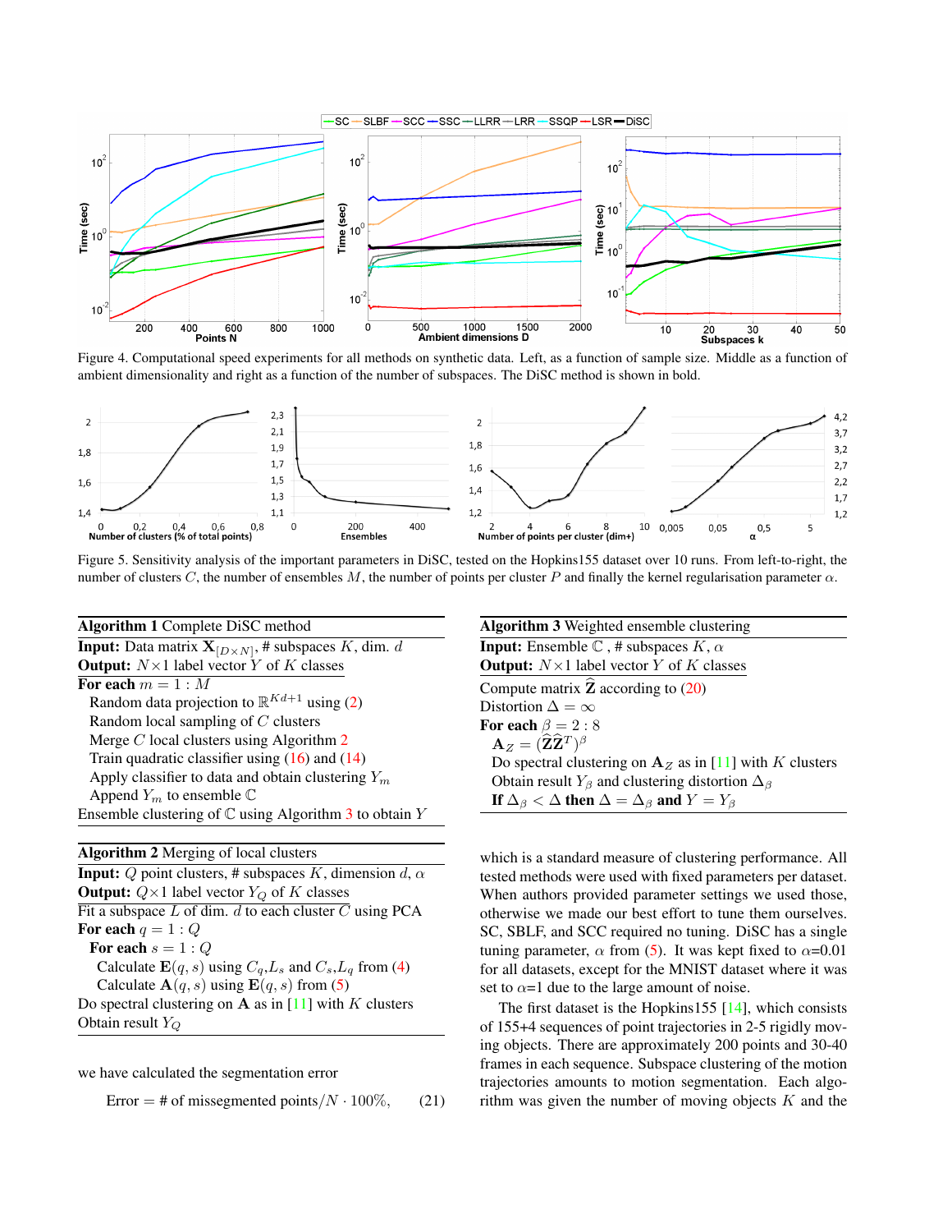Figure 4. Computational speed experiments for all methods on synthetic data. Left, as a function of sample size. Middle as a function of ambient dimensionality and right as a function of the number of subspaces. The DiSC method is shown in bold.

Figure 5. Sensitivity analysis of the important parameters in DiSC, tested on the Hopkins155 dataset over 10 runs. From left-to-right, the number of clusters $C$, the number of ensembles $M$, the number of points per cluster $P$ and finally the kernel regularisation parameter $\alpha$.

**Algorithm 1** Complete DiSC method

**Input:** Data matrix $\mathbf{X}_{[D\times N]}$, # subspaces $K$, dim. $d$
**Output:** $N\times 1$ label vector $Y$ of $K$ classes
**For each** $m = 1 : M$
  Random data projection to $\mathbb{R}^{Kd+1}$ using (2)
  Random local sampling of $C$ clusters
  Merge $C$ local clusters using Algorithm 2
  Train quadratic classifier using (16) and (14)
  Apply classifier to data and obtain clustering $Y_m$
  Append $Y_m$ to ensemble $\mathbb{C}$
Ensemble clustering of $\mathbb{C}$ using Algorithm 3 to obtain $Y$

**Algorithm 2** Merging of local clusters

**Input:** $Q$ point clusters, # subspaces $K$, dimension $d$, $\alpha$
**Output:** $Q\times 1$ label vector $Y_Q$ of $K$ classes
Fit a subspace $L$ of dim. $d$ to each cluster $C$ using PCA
**For each** $q = 1 : Q$
  **For each** $s = 1 : Q$
    Calculate $\mathbf{E}(q,s)$ using $C_q$,$L_s$ and $C_s$,$L_q$ from (4)
    Calculate $\mathbf{A}(q,s)$ using $\mathbf{E}(q,s)$ from (5)
Do spectral clustering on $\mathbf{A}$ as in [11] with $K$ clusters
Obtain result $Y_Q$

**Algorithm 3** Weighted ensemble clustering

**Input:** Ensemble $\mathbb{C}$ , # subspaces $K$, $\alpha$
**Output:** $N\times 1$ label vector $Y$ of $K$ classes
Compute matrix $\widehat{\mathbf{Z}}$ according to (20)
Distortion $\Delta = \infty$
**For each** $\beta = 2 : 8$
  $\mathbf{A}_Z = (\widehat{\mathbf{Z}}\widehat{\mathbf{Z}}^T)^\beta$
  Do spectral clustering on $\mathbf{A}_Z$ as in [11] with $K$ clusters
  Obtain result $Y_\beta$ and clustering distortion $\Delta_\beta$
  **If** $\Delta_\beta < \Delta$ **then** $\Delta = \Delta_\beta$ **and** $Y = Y_\beta$

we have calculated the segmentation error

$$\text{Error} = \text{\# of missegmented points}/N \cdot 100\%, \qquad (21)$$

which is a standard measure of clustering performance. All tested methods were used with fixed parameters per dataset. When authors provided parameter settings we used those, otherwise we made our best effort to tune them ourselves. SC, SBLF, and SCC required no tuning. DiSC has a single tuning parameter, $\alpha$ from (5). It was kept fixed to $\alpha$=0.01 for all datasets, except for the MNIST dataset where it was set to $\alpha$=1 due to the large amount of noise.

The first dataset is the Hopkins155 [14], which consists of 155+4 sequences of point trajectories in 2-5 rigidly moving objects. There are approximately 200 points and 30-40 frames in each sequence. Subspace clustering of the motion trajectories amounts to motion segmentation. Each algorithm was given the number of moving objects $K$ and the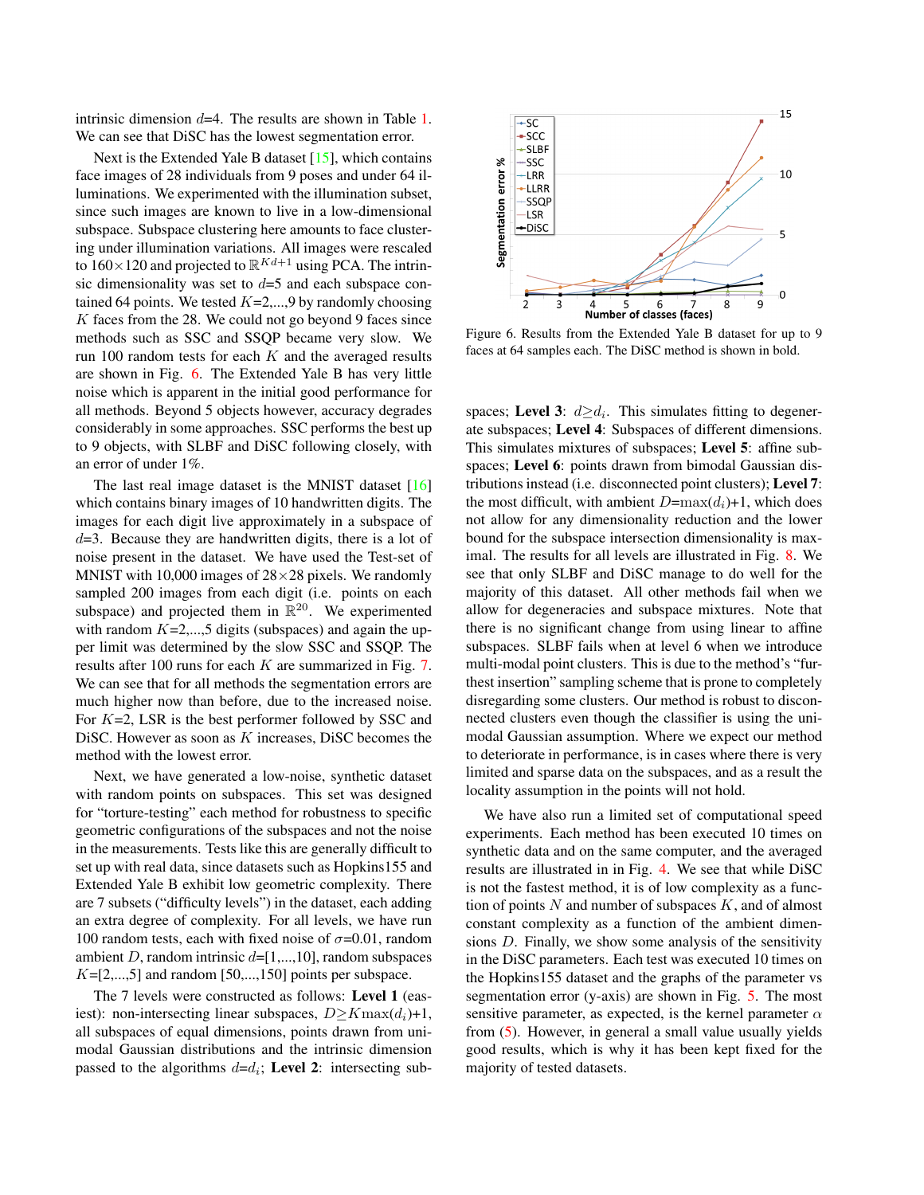intrinsic dimension $d$=4. The results are shown in Table 1. We can see that DiSC has the lowest segmentation error.

Next is the Extended Yale B dataset [15], which contains face images of 28 individuals from 9 poses and under 64 illuminations. We experimented with the illumination subset, since such images are known to live in a low-dimensional subspace. Subspace clustering here amounts to face clustering under illumination variations. All images were rescaled to 160×120 and projected to $\mathbb{R}^{Kd+1}$ using PCA. The intrinsic dimensionality was set to $d$=5 and each subspace contained 64 points. We tested $K$=2,...,9 by randomly choosing $K$ faces from the 28. We could not go beyond 9 faces since methods such as SSC and SSQP became very slow. We run 100 random tests for each $K$ and the averaged results are shown in Fig. 6. The Extended Yale B has very little noise which is apparent in the initial good performance for all methods. Beyond 5 objects however, accuracy degrades considerably in some approaches. SSC performs the best up to 9 objects, with SLBF and DiSC following closely, with an error of under 1%.

The last real image dataset is the MNIST dataset [16] which contains binary images of 10 handwritten digits. The images for each digit live approximately in a subspace of $d$=3. Because they are handwritten digits, there is a lot of noise present in the dataset. We have used the Test-set of MNIST with 10,000 images of 28×28 pixels. We randomly sampled 200 images from each digit (i.e. points on each subspace) and projected them in $\mathbb{R}^{20}$. We experimented with random $K$=2,...,5 digits (subspaces) and again the upper limit was determined by the slow SSC and SSQP. The results after 100 runs for each $K$ are summarized in Fig. 7. We can see that for all methods the segmentation errors are much higher now than before, due to the increased noise. For $K$=2, LSR is the best performer followed by SSC and DiSC. However as soon as $K$ increases, DiSC becomes the method with the lowest error.

Next, we have generated a low-noise, synthetic dataset with random points on subspaces. This set was designed for "torture-testing" each method for robustness to specific geometric configurations of the subspaces and not the noise in the measurements. Tests like this are generally difficult to set up with real data, since datasets such as Hopkins155 and Extended Yale B exhibit low geometric complexity. There are 7 subsets ("difficulty levels") in the dataset, each adding an extra degree of complexity. For all levels, we have run 100 random tests, each with fixed noise of $\sigma$=0.01, random ambient $D$, random intrinsic $d$=[1,...,10], random subspaces $K$=[2,...,5] and random [50,...,150] points per subspace.

The 7 levels were constructed as follows: **Level 1** (easiest): non-intersecting linear subspaces, $D \geq K\max(d_i)$+1, all subspaces of equal dimensions, points drawn from unimodal Gaussian distributions and the intrinsic dimension passed to the algorithms $d$=$d_i$; **Level 2**: intersecting subspaces; **Level 3**: $d \geq d_i$. This simulates fitting to degenerate subspaces; **Level 4**: Subspaces of different dimensions. This simulates mixtures of subspaces; **Level 5**: affine subspaces; **Level 6**: points drawn from bimodal Gaussian distributions instead (i.e. disconnected point clusters); **Level 7**: the most difficult, with ambient $D$=$\max(d_i)$+1, which does not allow for any dimensionality reduction and the lower bound for the subspace intersection dimensionality is maximal. The results for all levels are illustrated in Fig. 8. We see that only SLBF and DiSC manage to do well for the majority of this dataset. All other methods fail when we allow for degeneracies and subspace mixtures. Note that there is no significant change from using linear to affine subspaces. SLBF fails when at level 6 when we introduce multi-modal point clusters. This is due to the method's "furthest insertion" sampling scheme that is prone to completely disregarding some clusters. Our method is robust to disconnected clusters even though the classifier is using the unimodal Gaussian assumption. Where we expect our method to deteriorate in performance, is in cases where there is very limited and sparse data on the subspaces, and as a result the locality assumption in the points will not hold.

We have also run a limited set of computational speed experiments. Each method has been executed 10 times on synthetic data and on the same computer, and the averaged results are illustrated in in Fig. 4. We see that while DiSC is not the fastest method, it is of low complexity as a function of points $N$ and number of subspaces $K$, and of almost constant complexity as a function of the ambient dimensions $D$. Finally, we show some analysis of the sensitivity in the DiSC parameters. Each test was executed 10 times on the Hopkins155 dataset and the graphs of the parameter vs segmentation error (y-axis) are shown in Fig. 5. The most sensitive parameter, as expected, is the kernel parameter $\alpha$ from (5). However, in general a small value usually yields good results, which is why it has been kept fixed for the majority of tested datasets.

Figure 6. Results from the Extended Yale B dataset for up to 9 faces at 64 samples each. The DiSC method is shown in bold.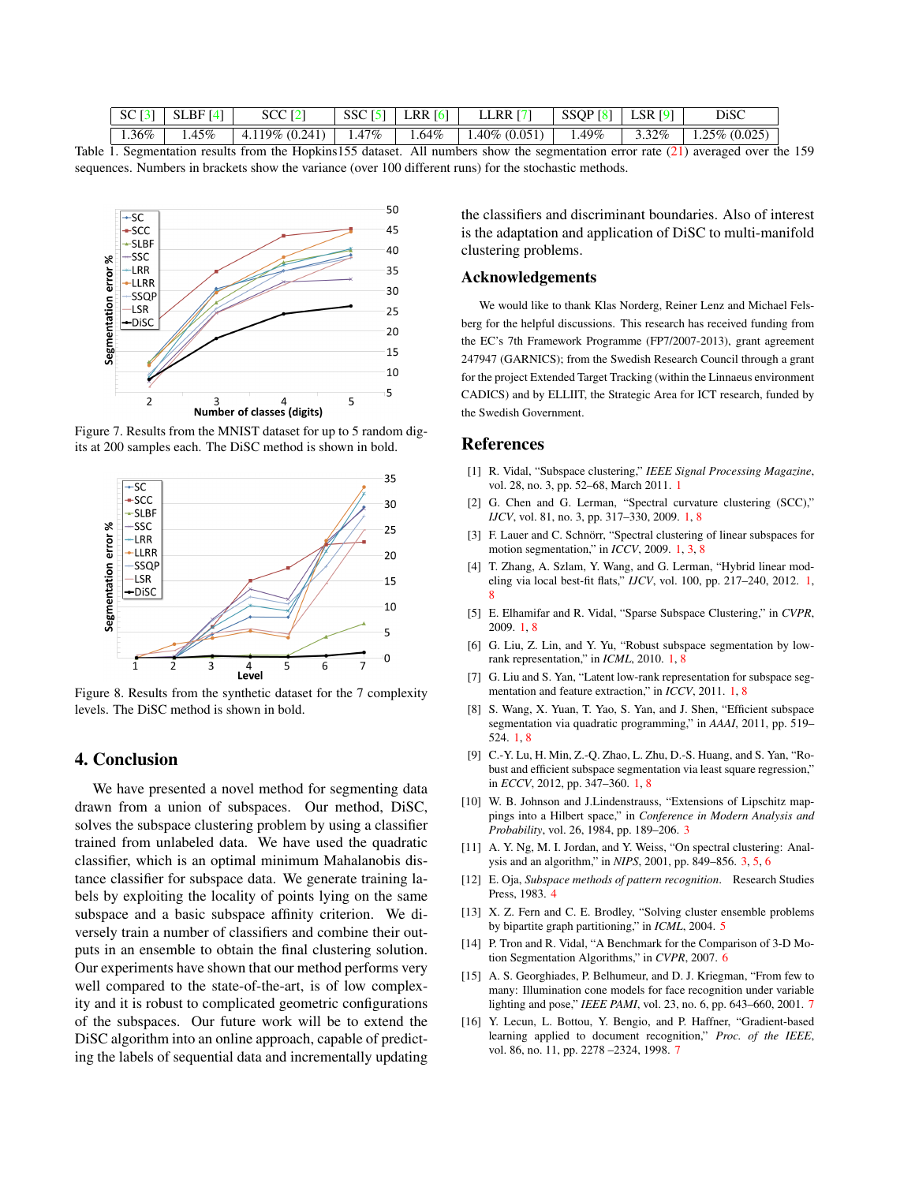| SC [3] | SLBF [4] | SCC [2] | SSC [5] | LRR [6] | LLRR [7] | SSQP [8] | LSR [9] | DiSC |
|---|---|---|---|---|---|---|---|---|
| 1.36% | 1.45% | 4.119% (0.241) | 1.47% | 1.64% | 1.40% (0.051) | 1.49% | 3.32% | 1.25% (0.025) |

Table 1. Segmentation results from the Hopkins155 dataset. All numbers show the segmentation error rate (21) averaged over the 159 sequences. Numbers in brackets show the variance (over 100 different runs) for the stochastic methods.

SC
SCC
SLBF
SSC
LRR
LLRR
SSQP
LSR
DiSC

Segmentation error %

50
45
40
35
30
25
20
15
10
5

2
3
4
5

Number of classes (digits)

Figure 7. Results from the MNIST dataset for up to 5 random digits at 200 samples each. The DiSC method is shown in bold.

SC
SCC
SLBF
SSC
LRR
LLRR
SSQP
LSR
DiSC

Segmentation error %

35
30
25
20
15
10
5
0

1
2
3
4
5
6
7

Level

Figure 8. Results from the synthetic dataset for the 7 complexity levels. The DiSC method is shown in bold.

## 4. Conclusion

We have presented a novel method for segmenting data drawn from a union of subspaces. Our method, DiSC, solves the subspace clustering problem by using a classifier trained from unlabeled data. We have used the quadratic classifier, which is an optimal minimum Mahalanobis distance classifier for subspace data. We generate training labels by exploiting the locality of points lying on the same subspace and a basic subspace affinity criterion. We diversely train a number of classifiers and combine their outputs in an ensemble to obtain the final clustering solution. Our experiments have shown that our method performs very well compared to the state-of-the-art, is of low complexity and it is robust to complicated geometric configurations of the subspaces. Our future work will be to extend the DiSC algorithm into an online approach, capable of predicting the labels of sequential data and incrementally updating the classifiers and discriminant boundaries. Also of interest is the adaptation and application of DiSC to multi-manifold clustering problems.

## Acknowledgements

We would like to thank Klas Nordberg, Reiner Lenz and Michael Felsberg for the helpful discussions. This research has received funding from the EC's 7th Framework Programme (FP7/2007-2013), grant agreement 247947 (GARNICS); from the Swedish Research Council through a grant for the project Extended Target Tracking (within the Linnaeus environment CADICS) and by ELLIIT, the Strategic Area for ICT research, funded by the Swedish Government.

## References

[1] R. Vidal, "Subspace clustering," *IEEE Signal Processing Magazine*, vol. 28, no. 3, pp. 52–68, March 2011. 1

[2] G. Chen and G. Lerman, "Spectral curvature clustering (SCC)," *IJCV*, vol. 81, no. 3, pp. 317–330, 2009. 1, 8

[3] F. Lauer and C. Schnörr, "Spectral clustering of linear subspaces for motion segmentation," in *ICCV*, 2009. 1, 3, 8

[4] T. Zhang, A. Szlam, Y. Wang, and G. Lerman, "Hybrid linear modeling via local best-fit flats," *IJCV*, vol. 100, pp. 217–240, 2012. 1, 8

[5] E. Elhamifar and R. Vidal, "Sparse Subspace Clustering," in *CVPR*, 2009. 1, 8

[6] G. Liu, Z. Lin, and Y. Yu, "Robust subspace segmentation by low-rank representation," in *ICML*, 2010. 1, 8

[7] G. Liu and S. Yan, "Latent low-rank representation for subspace segmentation and feature extraction," in *ICCV*, 2011. 1, 8

[8] S. Wang, X. Yuan, T. Yao, S. Yan, and J. Shen, "Efficient subspace segmentation via quadratic programming," in *AAAI*, 2011, pp. 519–524. 1, 8

[9] C.-Y. Lu, H. Min, Z.-Q. Zhao, L. Zhu, D.-S. Huang, and S. Yan, "Robust and efficient subspace segmentation via least square regression," in *ECCV*, 2012, pp. 347–360. 1, 8

[10] W. B. Johnson and J.Lindenstrauss, "Extensions of Lipschitz mappings into a Hilbert space," in *Conference in Modern Analysis and Probability*, vol. 26, 1984, pp. 189–206. 3

[11] A. Y. Ng, M. I. Jordan, and Y. Weiss, "On spectral clustering: Analysis and an algorithm," in *NIPS*, 2001, pp. 849–856. 3, 5, 6

[12] E. Oja, *Subspace methods of pattern recognition*. Research Studies Press, 1983. 4

[13] X. Z. Fern and C. E. Brodley, "Solving cluster ensemble problems by bipartite graph partitioning," in *ICML*, 2004. 5

[14] P. Tron and R. Vidal, "A Benchmark for the Comparison of 3-D Motion Segmentation Algorithms," in *CVPR*, 2007. 6

[15] A. S. Georghiades, P. Belhumeur, and D. J. Kriegman, "From few to many: Illumination cone models for face recognition under variable lighting and pose," *IEEE PAMI*, vol. 23, no. 6, pp. 643–660, 2001. 7

[16] Y. Lecun, L. Bottou, Y. Bengio, and P. Haffner, "Gradient-based learning applied to document recognition," *Proc. of the IEEE*, vol. 86, no. 11, pp. 2278 –2324, 1998. 7